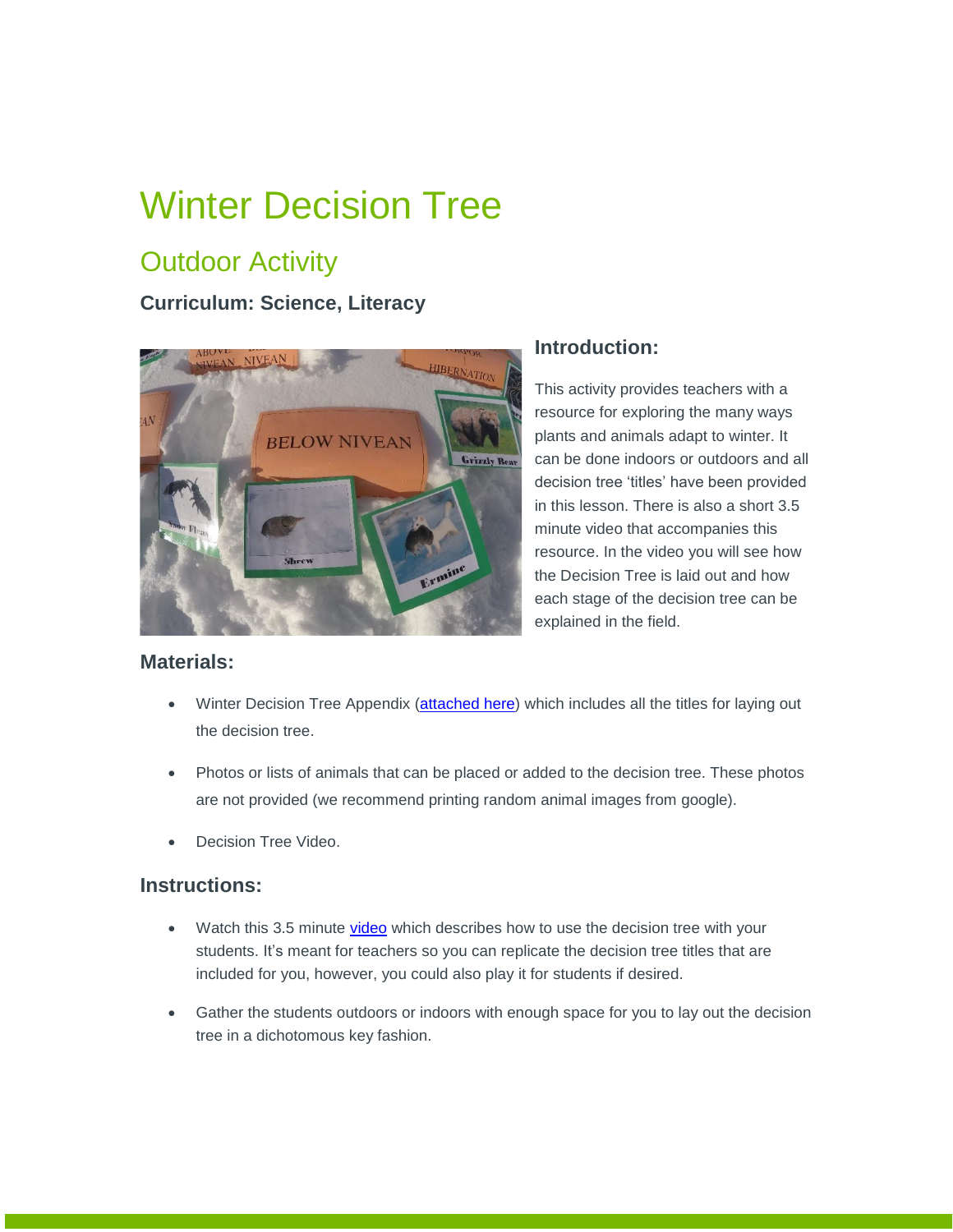# Winter Decision Tree

## Outdoor Activity

### Curriculum: Science, Literacy

### Introduction:

This activity provides teachers with a resource for exploring the many ways plants and animals adapt to winter. It can be done indoors or outdoors and all decision tree 'titles' have been provided in this lesson. There is also a short 3.5 minute video that accompanies this resource. In the video you will see how the Decision Tree is laid out and how each stage of the decision tree can be explained in the field.

### Materials:

- Winter Decision Tree Appendix (attached here) which includes all the titles for laying out the decision tree.
- Photos or lists of animals that can be placed or added to the decision tree. These photos are not provided (we recommend printing random animal images from google).
- Decision Tree Video.

### Instructions:

- Watch this 3.5 minute video which describes how to use the decision tree with your students. It's meant for teachers so you can replicate the decision tree titles that are included for you, however, you could also play it for students if desired.
- Gather the students outdoors or indoors with enough space for you to lay out the decision tree in a dichotomous key fashion.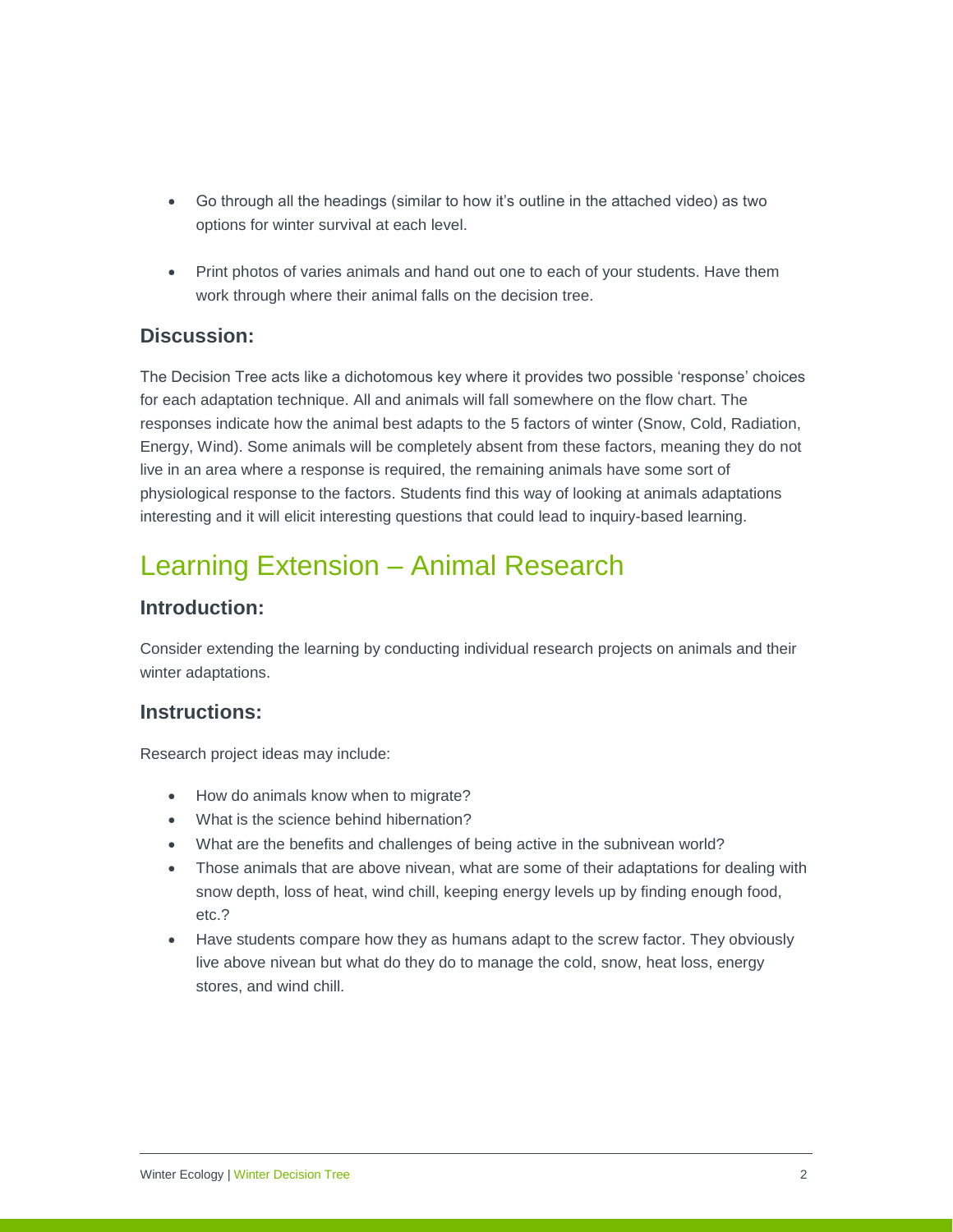- Go through all the headings (similar to how it's outline in the attached video) as two options for winter survival at each level.

- Print photos of varies animals and hand out one to each of your students. Have them work through where their animal falls on the decision tree.

### Discussion:

The Decision Tree acts like a dichotomous key where it provides two possible 'response' choices for each adaptation technique. All and animals will fall somewhere on the flow chart. The responses indicate how the animal best adapts to the 5 factors of winter (Snow, Cold, Radiation, Energy, Wind). Some animals will be completely absent from these factors, meaning they do not live in an area where a response is required, the remaining animals have some sort of physiological response to the factors. Students find this way of looking at animals adaptations interesting and it will elicit interesting questions that could lead to inquiry-based learning.

## Learning Extension – Animal Research

### Introduction:

Consider extending the learning by conducting individual research projects on animals and their winter adaptations.

### Instructions:

Research project ideas may include:

- How do animals know when to migrate?
- What is the science behind hibernation?
- What are the benefits and challenges of being active in the subnivean world?
- Those animals that are above nivean, what are some of their adaptations for dealing with snow depth, loss of heat, wind chill, keeping energy levels up by finding enough food, etc.?
- Have students compare how they as humans adapt to the screw factor. They obviously live above nivean but what do they do to manage the cold, snow, heat loss, energy stores, and wind chill.